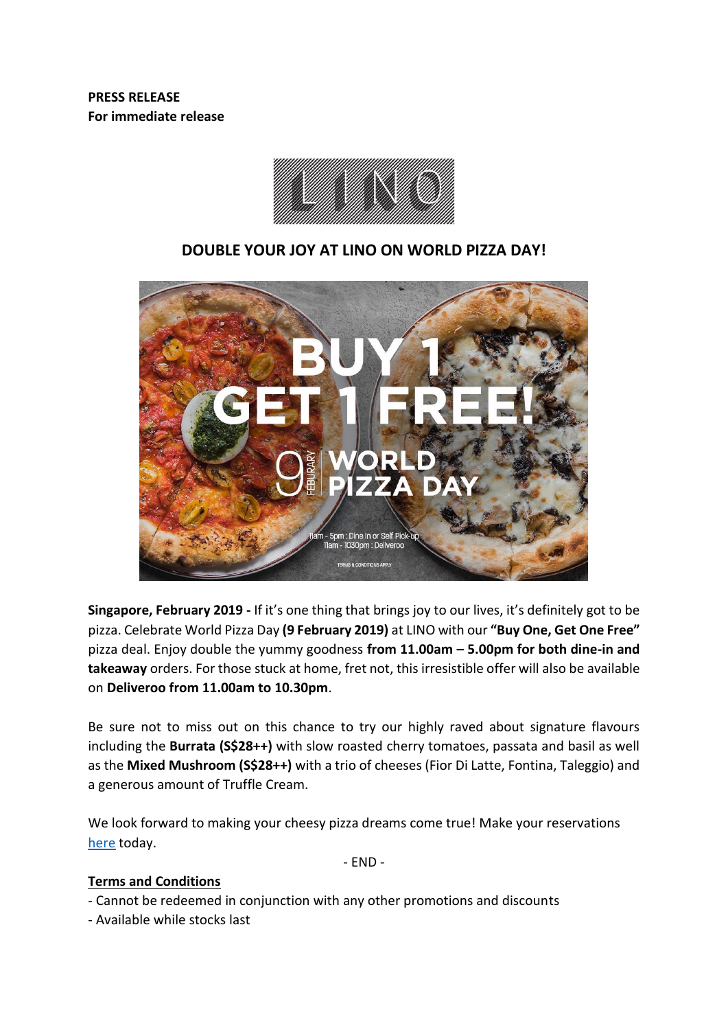**PRESS RELEASE**
**For immediate release**

## DOUBLE YOUR JOY AT LINO ON WORLD PIZZA DAY!

**Singapore, February 2019 -** If it's one thing that brings joy to our lives, it's definitely got to be pizza. Celebrate World Pizza Day **(9 February 2019)** at LINO with our **"Buy One, Get One Free"** pizza deal. Enjoy double the yummy goodness **from 11.00am – 5.00pm for both dine-in and takeaway** orders. For those stuck at home, fret not, this irresistible offer will also be available on **Deliveroo from 11.00am to 10.30pm**.

Be sure not to miss out on this chance to try our highly raved about signature flavours including the **Burrata (S$28++)** with slow roasted cherry tomatoes, passata and basil as well as the **Mixed Mushroom (S$28++)** with a trio of cheeses (Fior Di Latte, Fontina, Taleggio) and a generous amount of Truffle Cream.

We look forward to making your cheesy pizza dreams come true! Make your reservations here today.

- END -

**Terms and Conditions**

- Cannot be redeemed in conjunction with any other promotions and discounts
- Available while stocks last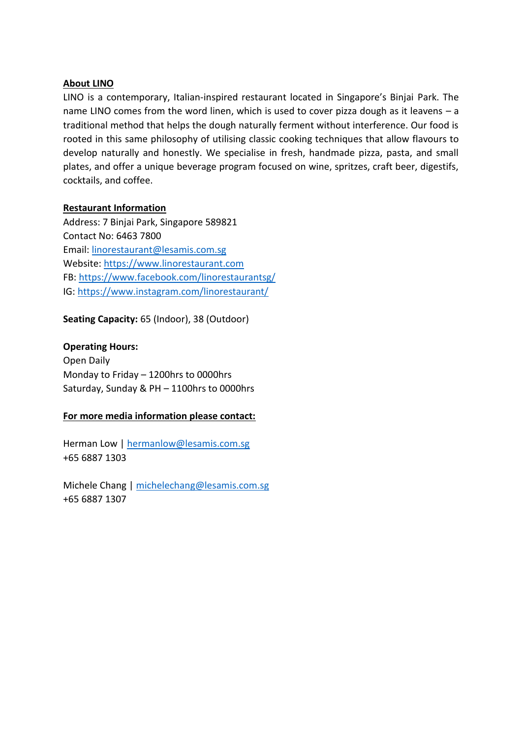**About LINO**

LINO is a contemporary, Italian-inspired restaurant located in Singapore's Binjai Park. The name LINO comes from the word linen, which is used to cover pizza dough as it leavens – a traditional method that helps the dough naturally ferment without interference. Our food is rooted in this same philosophy of utilising classic cooking techniques that allow flavours to develop naturally and honestly. We specialise in fresh, handmade pizza, pasta, and small plates, and offer a unique beverage program focused on wine, spritzes, craft beer, digestifs, cocktails, and coffee.

**Restaurant Information**

Address: 7 Binjai Park, Singapore 589821
Contact No: 6463 7800
Email: linorestaurant@lesamis.com.sg
Website: https://www.linorestaurant.com
FB: https://www.facebook.com/linorestaurantsg/
IG: https://www.instagram.com/linorestaurant/

**Seating Capacity:** 65 (Indoor), 38 (Outdoor)

**Operating Hours:**
Open Daily
Monday to Friday – 1200hrs to 0000hrs
Saturday, Sunday & PH – 1100hrs to 0000hrs

**For more media information please contact:**

Herman Low | hermanlow@lesamis.com.sg
+65 6887 1303

Michele Chang | michelechang@lesamis.com.sg
+65 6887 1307